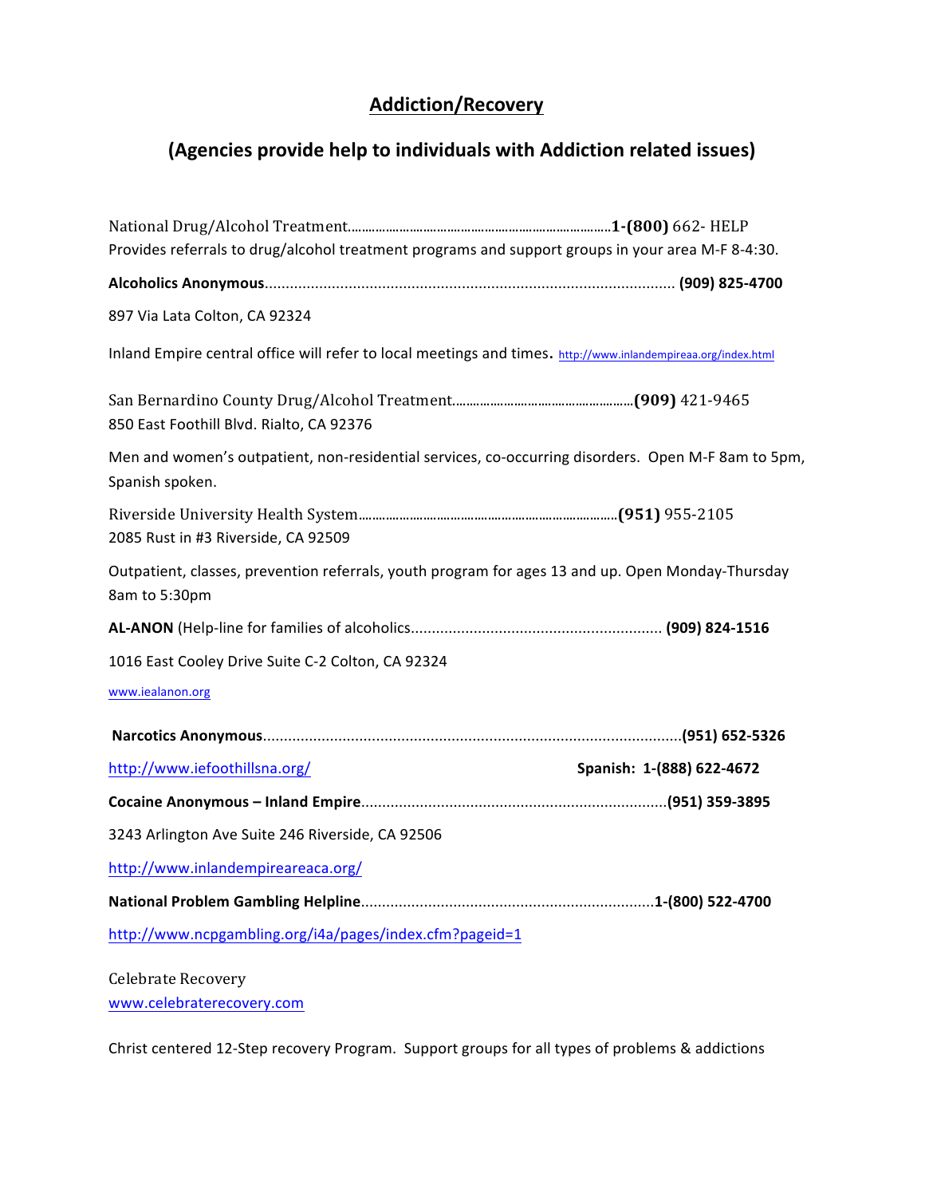# Addiction/Recovery

## (Agencies provide help to individuals with Addiction related issues)

National Drug/Alcohol Treatment............................................................................**1-(800)** 662- HELP
Provides referrals to drug/alcohol treatment programs and support groups in your area M-F 8-4:30.

**Alcoholics Anonymous**.................................................................................................. **(909) 825-4700**

897 Via Lata Colton, CA 92324

Inland Empire central office will refer to local meetings and times. http://www.inlandempireaa.org/index.html

San Bernardino County Drug/Alcohol Treatment....................................................**(909)** 421-9465
850 East Foothill Blvd. Rialto, CA 92376

Men and women's outpatient, non-residential services, co-occurring disorders. Open M-F 8am to 5pm, Spanish spoken.

Riverside University Health System............................................................................**(951)** 955-2105
2085 Rust in #3 Riverside, CA 92509

Outpatient, classes, prevention referrals, youth program for ages 13 and up. Open Monday-Thursday 8am to 5:30pm

**AL-ANON** (Help-line for families of alcoholics............................................................ **(909) 824-1516**

1016 East Cooley Drive Suite C-2 Colton, CA 92324

www.iealanon.org

**Narcotics Anonymous**....................................................................................................**(951) 652-5326**

http://www.iefoothillsna.org/ **Spanish: 1-(888) 622-4672**

**Cocaine Anonymous – Inland Empire**.........................................................................**(951) 359-3895**

3243 Arlington Ave Suite 246 Riverside, CA 92506

http://www.inlandempireareaca.org/

**National Problem Gambling Helpline**......................................................................**1-(800) 522-4700**

http://www.ncpgambling.org/i4a/pages/index.cfm?pageid=1

Celebrate Recovery
www.celebraterecovery.com

Christ centered 12-Step recovery Program. Support groups for all types of problems & addictions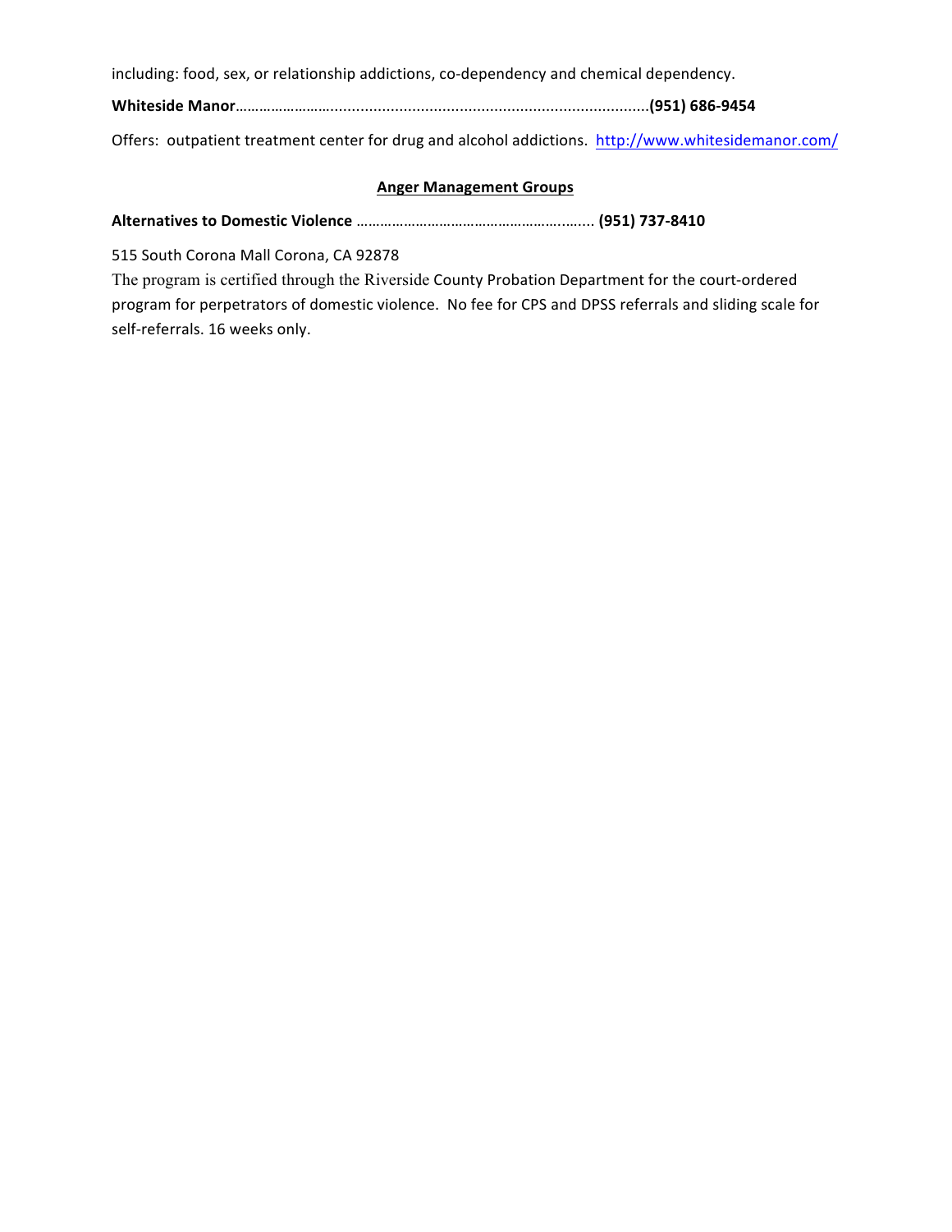including: food, sex, or relationship addictions, co-dependency and chemical dependency.

**Whiteside Manor**……………………..........................................................................**(951) 686-9454**

Offers: outpatient treatment center for drug and alcohol addictions. http://www.whitesidemanor.com/

## Anger Management Groups

**Alternatives to Domestic Violence** ………………………………………………..….... **(951) 737-8410**

515 South Corona Mall Corona, CA 92878

The program is certified through the Riverside County Probation Department for the court-ordered program for perpetrators of domestic violence. No fee for CPS and DPSS referrals and sliding scale for self-referrals. 16 weeks only.